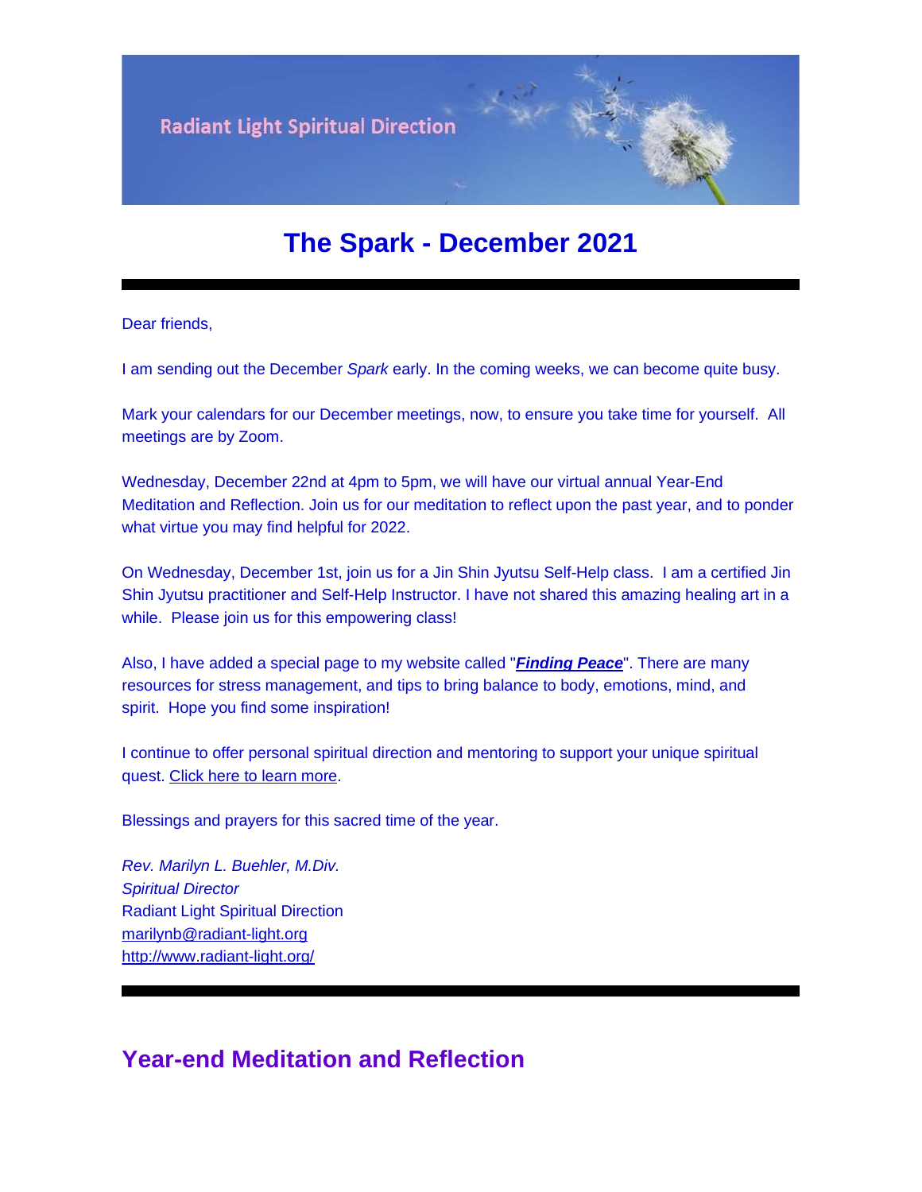Radiant Light Spiritual Direction

# The Spark - December 2021

---

Dear friends,

I am sending out the December *Spark* early. In the coming weeks, we can become quite busy.

Mark your calendars for our December meetings, now, to ensure you take time for yourself. All meetings are by Zoom.

Wednesday, December 22nd at 4pm to 5pm, we will have our virtual annual Year-End Meditation and Reflection. Join us for our meditation to reflect upon the past year, and to ponder what virtue you may find helpful for 2022.

On Wednesday, December 1st, join us for a Jin Shin Jyutsu Self-Help class. I am a certified Jin Shin Jyutsu practitioner and Self-Help Instructor. I have not shared this amazing healing art in a while. Please join us for this empowering class!

Also, I have added a special page to my website called "***Finding Peace***". There are many resources for stress management, and tips to bring balance to body, emotions, mind, and spirit. Hope you find some inspiration!

I continue to offer personal spiritual direction and mentoring to support your unique spiritual quest. Click here to learn more.

Blessings and prayers for this sacred time of the year.

*Rev. Marilyn L. Buehler, M.Div.*
*Spiritual Director*
Radiant Light Spiritual Direction
marilynb@radiant-light.org
http://www.radiant-light.org/

---

## Year-end Meditation and Reflection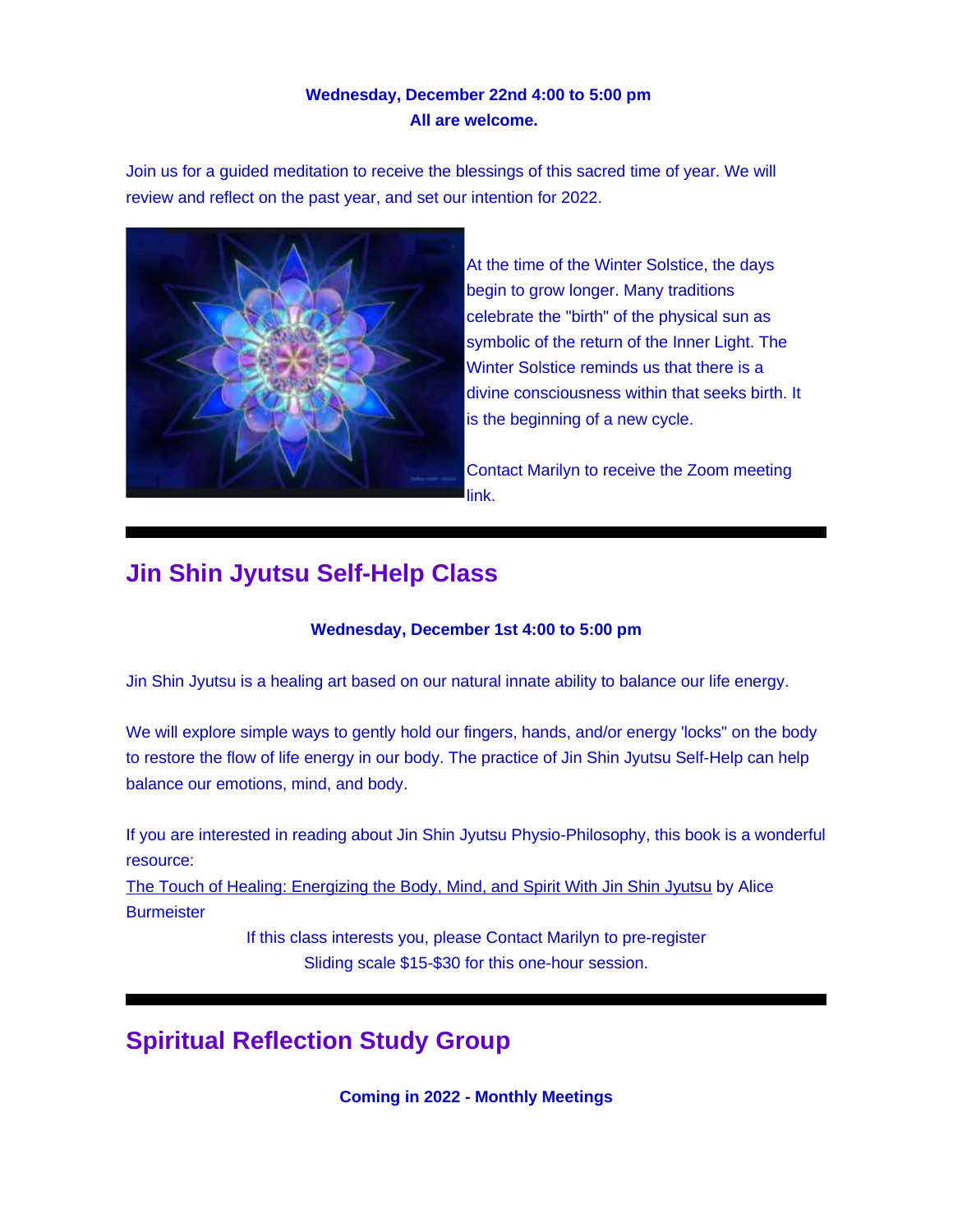**Wednesday, December 22nd 4:00 to 5:00 pm**
**All are welcome.**

Join us for a guided meditation to receive the blessings of this sacred time of year. We will review and reflect on the past year, and set our intention for 2022.

At the time of the Winter Solstice, the days begin to grow longer. Many traditions celebrate the "birth" of the physical sun as symbolic of the return of the Inner Light. The Winter Solstice reminds us that there is a divine consciousness within that seeks birth. It is the beginning of a new cycle.

Contact Marilyn to receive the Zoom meeting link.

---

## Jin Shin Jyutsu Self-Help Class

**Wednesday, December 1st 4:00 to 5:00 pm**

Jin Shin Jyutsu is a healing art based on our natural innate ability to balance our life energy.

We will explore simple ways to gently hold our fingers, hands, and/or energy 'locks" on the body to restore the flow of life energy in our body. The practice of Jin Shin Jyutsu Self-Help can help balance our emotions, mind, and body.

If you are interested in reading about Jin Shin Jyutsu Physio-Philosophy, this book is a wonderful resource:
The Touch of Healing: Energizing the Body, Mind, and Spirit With Jin Shin Jyutsu by Alice Burmeister

If this class interests you, please Contact Marilyn to pre-register
Sliding scale $15-$30 for this one-hour session.

---

## Spiritual Reflection Study Group

**Coming in 2022 - Monthly Meetings**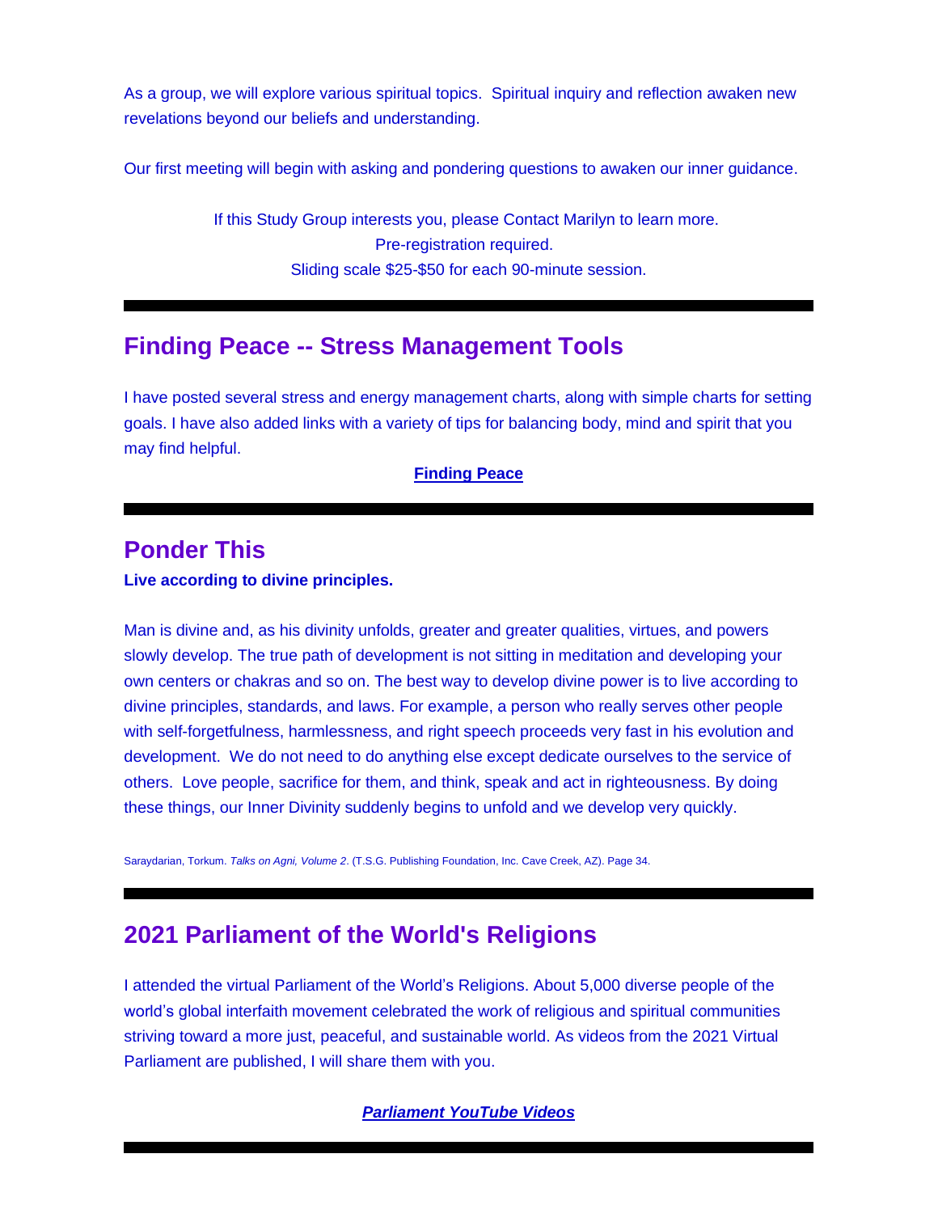As a group, we will explore various spiritual topics. Spiritual inquiry and reflection awaken new revelations beyond our beliefs and understanding.

Our first meeting will begin with asking and pondering questions to awaken our inner guidance.

If this Study Group interests you, please Contact Marilyn to learn more.
Pre-registration required.
Sliding scale $25-$50 for each 90-minute session.

---

## Finding Peace -- Stress Management Tools

I have posted several stress and energy management charts, along with simple charts for setting goals. I have also added links with a variety of tips for balancing body, mind and spirit that you may find helpful.

**Finding Peace**

---

## Ponder This

**Live according to divine principles.**

Man is divine and, as his divinity unfolds, greater and greater qualities, virtues, and powers slowly develop. The true path of development is not sitting in meditation and developing your own centers or chakras and so on. The best way to develop divine power is to live according to divine principles, standards, and laws. For example, a person who really serves other people with self-forgetfulness, harmlessness, and right speech proceeds very fast in his evolution and development. We do not need to do anything else except dedicate ourselves to the service of others. Love people, sacrifice for them, and think, speak and act in righteousness. By doing these things, our Inner Divinity suddenly begins to unfold and we develop very quickly.

Saraydarian, Torkum. *Talks on Agni, Volume 2*. (T.S.G. Publishing Foundation, Inc. Cave Creek, AZ). Page 34.

---

## 2021 Parliament of the World's Religions

I attended the virtual Parliament of the World's Religions. About 5,000 diverse people of the world's global interfaith movement celebrated the work of religious and spiritual communities striving toward a more just, peaceful, and sustainable world. As videos from the 2021 Virtual Parliament are published, I will share them with you.

***Parliament YouTube Videos***

---